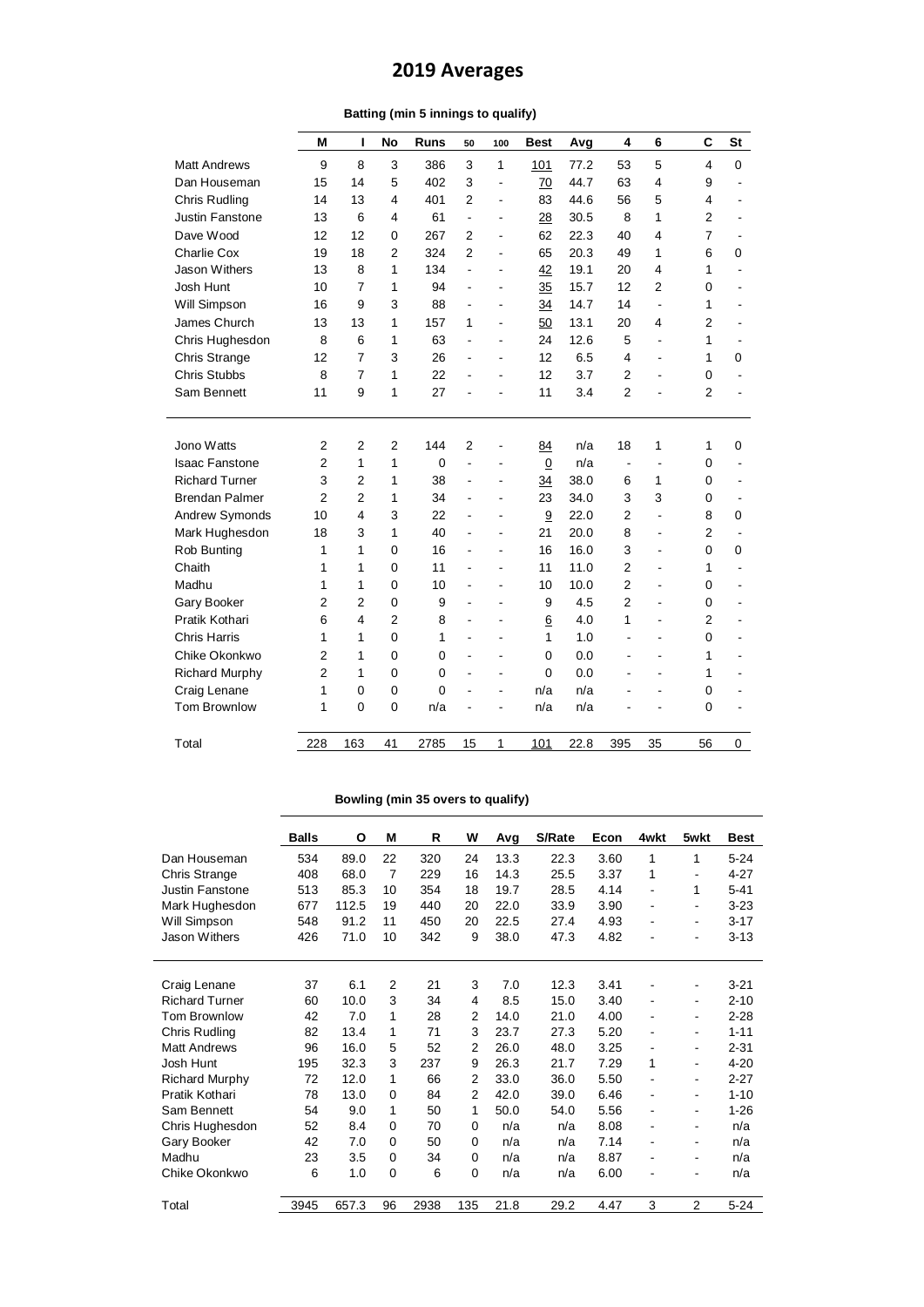# 2019 Averages

### Batting (min 5 innings to qualify)

| | M | I | No | Runs | 50 | 100 | Best | Avg | 4 | 6 | C | St |
|---|---|---|---|---|---|---|---|---|---|---|---|---|
| Matt Andrews | 9 | 8 | 3 | 386 | 3 | 1 | 101 | 77.2 | 53 | 5 | 4 | 0 |
| Dan Houseman | 15 | 14 | 5 | 402 | 3 | - | 70 | 44.7 | 63 | 4 | 9 | - |
| Chris Rudling | 14 | 13 | 4 | 401 | 2 | - | 83 | 44.6 | 56 | 5 | 4 | - |
| Justin Fanstone | 13 | 6 | 4 | 61 | - | - | 28 | 30.5 | 8 | 1 | 2 | - |
| Dave Wood | 12 | 12 | 0 | 267 | 2 | - | 62 | 22.3 | 40 | 4 | 7 | - |
| Charlie Cox | 19 | 18 | 2 | 324 | 2 | - | 65 | 20.3 | 49 | 1 | 6 | 0 |
| Jason Withers | 13 | 8 | 1 | 134 | - | - | 42 | 19.1 | 20 | 4 | 1 | - |
| Josh Hunt | 10 | 7 | 1 | 94 | - | - | 35 | 15.7 | 12 | 2 | 0 | - |
| Will Simpson | 16 | 9 | 3 | 88 | - | - | 34 | 14.7 | 14 | - | 1 | - |
| James Church | 13 | 13 | 1 | 157 | 1 | - | 50 | 13.1 | 20 | 4 | 2 | - |
| Chris Hughesdon | 8 | 6 | 1 | 63 | - | - | 24 | 12.6 | 5 | - | 1 | - |
| Chris Strange | 12 | 7 | 3 | 26 | - | - | 12 | 6.5 | 4 | - | 1 | 0 |
| Chris Stubbs | 8 | 7 | 1 | 22 | - | - | 12 | 3.7 | 2 | - | 0 | - |
| Sam Bennett | 11 | 9 | 1 | 27 | - | - | 11 | 3.4 | 2 | - | 2 | - |
| | | | | | | | | | | | | |
| Jono Watts | 2 | 2 | 2 | 144 | 2 | - | 84 | n/a | 18 | 1 | 1 | 0 |
| Isaac Fanstone | 2 | 1 | 1 | 0 | - | - | 0 | n/a | - | - | 0 | - |
| Richard Turner | 3 | 2 | 1 | 38 | - | - | 34 | 38.0 | 6 | 1 | 0 | - |
| Brendan Palmer | 2 | 2 | 1 | 34 | - | - | 23 | 34.0 | 3 | 3 | 0 | - |
| Andrew Symonds | 10 | 4 | 3 | 22 | - | - | 9 | 22.0 | 2 | - | 8 | 0 |
| Mark Hughesdon | 18 | 3 | 1 | 40 | - | - | 21 | 20.0 | 8 | - | 2 | - |
| Rob Bunting | 1 | 1 | 0 | 16 | - | - | 16 | 16.0 | 3 | - | 0 | 0 |
| Chaith | 1 | 1 | 0 | 11 | - | - | 11 | 11.0 | 2 | - | 1 | - |
| Madhu | 1 | 1 | 0 | 10 | - | - | 10 | 10.0 | 2 | - | 0 | - |
| Gary Booker | 2 | 2 | 0 | 9 | - | - | 9 | 4.5 | 2 | - | 0 | - |
| Pratik Kothari | 6 | 4 | 2 | 8 | - | - | 6 | 4.0 | 1 | - | 2 | - |
| Chris Harris | 1 | 1 | 0 | 1 | - | - | 1 | 1.0 | - | - | 0 | - |
| Chike Okonkwo | 2 | 1 | 0 | 0 | - | - | 0 | 0.0 | - | - | 1 | - |
| Richard Murphy | 2 | 1 | 0 | 0 | - | - | 0 | 0.0 | - | - | 1 | - |
| Craig Lenane | 1 | 0 | 0 | 0 | - | - | n/a | n/a | - | - | 0 | - |
| Tom Brownlow | 1 | 0 | 0 | n/a | - | - | n/a | n/a | - | - | 0 | - |
| | | | | | | | | | | | | |
| Total | 228 | 163 | 41 | 2785 | 15 | 1 | 101 | 22.8 | 395 | 35 | 56 | 0 |

### Bowling (min 35 overs to qualify)

| | Balls | O | M | R | W | Avg | S/Rate | Econ | 4wkt | 5wkt | Best |
|---|---|---|---|---|---|---|---|---|---|---|---|
| Dan Houseman | 534 | 89.0 | 22 | 320 | 24 | 13.3 | 22.3 | 3.60 | 1 | 1 | 5-24 |
| Chris Strange | 408 | 68.0 | 7 | 229 | 16 | 14.3 | 25.5 | 3.37 | 1 | - | 4-27 |
| Justin Fanstone | 513 | 85.3 | 10 | 354 | 18 | 19.7 | 28.5 | 4.14 | - | 1 | 5-41 |
| Mark Hughesdon | 677 | 112.5 | 19 | 440 | 20 | 22.0 | 33.9 | 3.90 | - | - | 3-23 |
| Will Simpson | 548 | 91.2 | 11 | 450 | 20 | 22.5 | 27.4 | 4.93 | - | - | 3-17 |
| Jason Withers | 426 | 71.0 | 10 | 342 | 9 | 38.0 | 47.3 | 4.82 | - | - | 3-13 |
| | | | | | | | | | | | |
| Craig Lenane | 37 | 6.1 | 2 | 21 | 3 | 7.0 | 12.3 | 3.41 | - | - | 3-21 |
| Richard Turner | 60 | 10.0 | 3 | 34 | 4 | 8.5 | 15.0 | 3.40 | - | - | 2-10 |
| Tom Brownlow | 42 | 7.0 | 1 | 28 | 2 | 14.0 | 21.0 | 4.00 | - | - | 2-28 |
| Chris Rudling | 82 | 13.4 | 1 | 71 | 3 | 23.7 | 27.3 | 5.20 | - | - | 1-11 |
| Matt Andrews | 96 | 16.0 | 5 | 52 | 2 | 26.0 | 48.0 | 3.25 | - | - | 2-31 |
| Josh Hunt | 195 | 32.3 | 3 | 237 | 9 | 26.3 | 21.7 | 7.29 | 1 | - | 4-20 |
| Richard Murphy | 72 | 12.0 | 1 | 66 | 2 | 33.0 | 36.0 | 5.50 | - | - | 2-27 |
| Pratik Kothari | 78 | 13.0 | 0 | 84 | 2 | 42.0 | 39.0 | 6.46 | - | - | 1-10 |
| Sam Bennett | 54 | 9.0 | 1 | 50 | 1 | 50.0 | 54.0 | 5.56 | - | - | 1-26 |
| Chris Hughesdon | 52 | 8.4 | 0 | 70 | 0 | n/a | n/a | 8.08 | - | - | n/a |
| Gary Booker | 42 | 7.0 | 0 | 50 | 0 | n/a | n/a | 7.14 | - | - | n/a |
| Madhu | 23 | 3.5 | 0 | 34 | 0 | n/a | n/a | 8.87 | - | - | n/a |
| Chike Okonkwo | 6 | 1.0 | 0 | 6 | 0 | n/a | n/a | 6.00 | - | - | n/a |
| | | | | | | | | | | | |
| Total | 3945 | 657.3 | 96 | 2938 | 135 | 21.8 | 29.2 | 4.47 | 3 | 2 | 5-24 |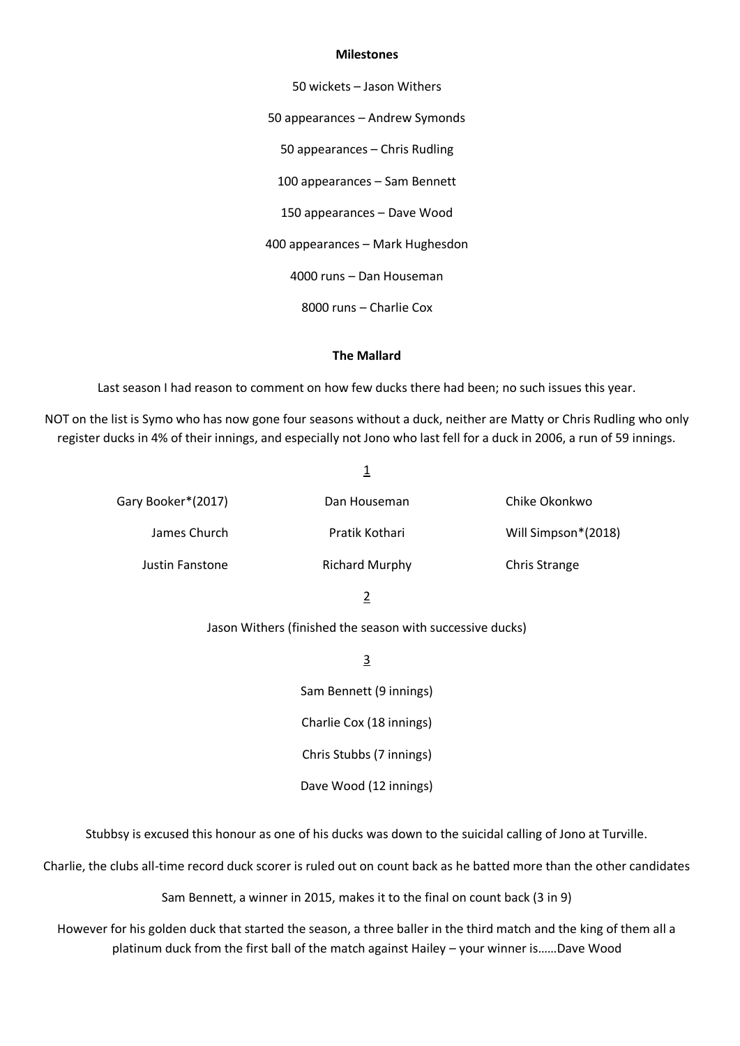## Milestones

50 wickets – Jason Withers

50 appearances – Andrew Symonds

50 appearances – Chris Rudling

100 appearances – Sam Bennett

150 appearances – Dave Wood

400 appearances – Mark Hughesdon

4000 runs – Dan Houseman

8000 runs – Charlie Cox

## The Mallard

Last season I had reason to comment on how few ducks there had been; no such issues this year.

NOT on the list is Symo who has now gone four seasons without a duck, neither are Matty or Chris Rudling who only register ducks in 4% of their innings, and especially not Jono who last fell for a duck in 2006, a run of 59 innings.

1

| | | |
|---|---|---|
| Gary Booker*(2017) | Dan Houseman | Chike Okonkwo |
| James Church | Pratik Kothari | Will Simpson*(2018) |
| Justin Fanstone | Richard Murphy | Chris Strange |

2

Jason Withers (finished the season with successive ducks)

3

Sam Bennett (9 innings)

Charlie Cox (18 innings)

Chris Stubbs (7 innings)

Dave Wood (12 innings)

Stubbsy is excused this honour as one of his ducks was down to the suicidal calling of Jono at Turville.

Charlie, the clubs all-time record duck scorer is ruled out on count back as he batted more than the other candidates

Sam Bennett, a winner in 2015, makes it to the final on count back (3 in 9)

However for his golden duck that started the season, a three baller in the third match and the king of them all a platinum duck from the first ball of the match against Hailey – your winner is……Dave Wood